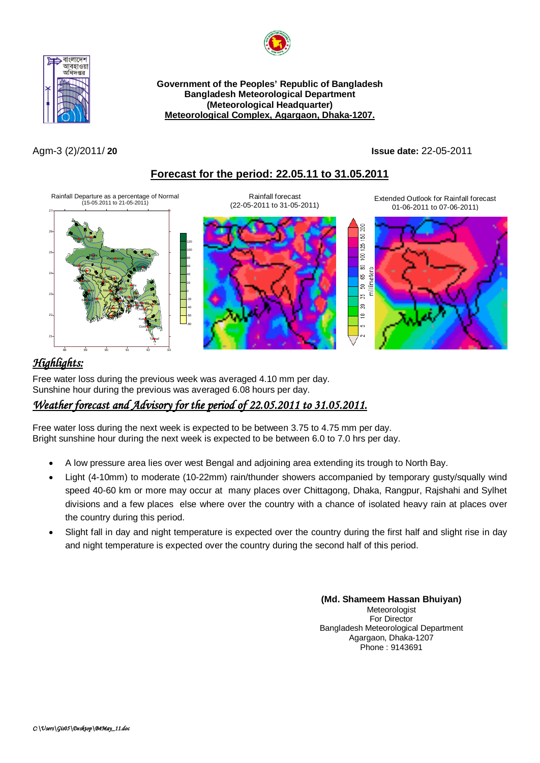**Government of the Peoples' Republic of Bangladesh**
**Bangladesh Meteorological Department**
**(Meteorological Headquarter)**
**Meteorological Complex, Agargaon, Dhaka-1207.**

Agm-3 (2)/2011/ **20** **Issue date:** 22-05-2011

## Forecast for the period: 22.05.11 to 31.05.2011

Rainfall Departure as a percentage of Normal (15-05.2011 to 21-05-2011)

Rainfall forecast (22-05-2011 to 31-05-2011)

Extended Outlook for Rainfall forecast 01-06-2011 to 07-06-2011)

## *Highlights:*

Free water loss during the previous week was averaged 4.10 mm per day.
Sunshine hour during the previous was averaged 6.08 hours per day.

## *Weather forecast and Advisory for the period of 22.05.2011 to 31.05.2011.*

Free water loss during the next week is expected to be between 3.75 to 4.75 mm per day.
Bright sunshine hour during the next week is expected to be between 6.0 to 7.0 hrs per day.

- A low pressure area lies over west Bengal and adjoining area extending its trough to North Bay.
- Light (4-10mm) to moderate (10-22mm) rain/thunder showers accompanied by temporary gusty/squally wind speed 40-60 km or more may occur at many places over Chittagong, Dhaka, Rangpur, Rajshahi and Sylhet divisions and a few places else where over the country with a chance of isolated heavy rain at places over the country during this period.
- Slight fall in day and night temperature is expected over the country during the first half and slight rise in day and night temperature is expected over the country during the second half of this period.

**(Md. Shameem Hassan Bhuiyan)**
Meteorologist
For Director
Bangladesh Meteorological Department
Agargaon, Dhaka-1207
Phone : 9143691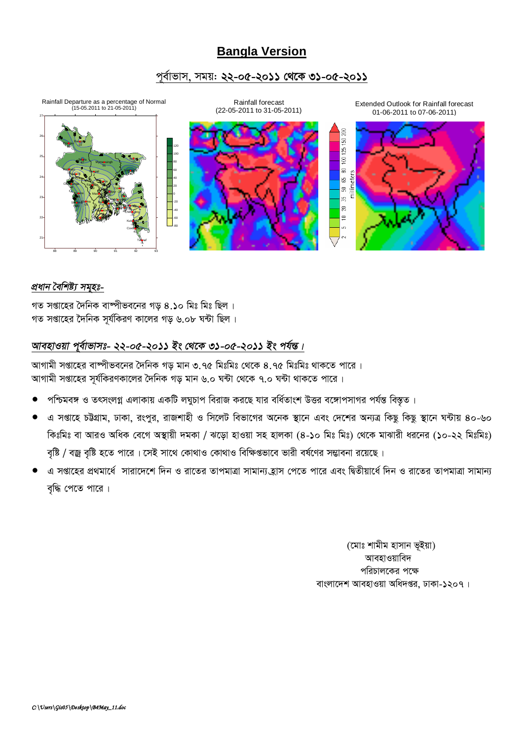# Bangla Version

## পূর্বাভাস, সময়: ২২-০৫-২০১১ থেকে ৩১-০৫-২০১১

Rainfall Departure as a percentage of Normal (15-05.2011 to 21-05-2011)

Rainfall forecast (22-05-2011 to 31-05-2011)

Extended Outlook for Rainfall forecast 01-06-2011 to 07-06-2011)

### *প্রধান বৈশিষ্ট্য সমূহঃ-*

গত সপ্তাহের দৈনিক বাষ্পীভবনের গড় ৪.১০ মিঃ মিঃ ছিল ।
গত সপ্তাহের দৈনিক সূর্যকিরণ কালের গড় ৬.০৮ ঘন্টা ছিল ।

### *আবহাওয়া পূর্বাভাসঃ- ২২-০৫-২০১১ ইং থেকে ৩১-০৫-২০১১ ইং পর্যন্ত ।*

আগামী সপ্তাহের বাষ্পীভবনের দৈনিক গড় মান ৩.৭৫ মিঃমিঃ থেকে ৪.৭৫ মিঃমিঃ থাকতে পারে ।
আগামী সপ্তাহের সূর্যকিরণকালের দৈনিক গড় মান ৬.০ ঘন্টা থেকে ৭.০ ঘন্টা থাকতে পারে ।

- পশ্চিমবঙ্গ ও তৎসংলগ্ন এলাকায় একটি লঘুচাপ বিরাজ করছে যার বর্ধিতাংশ উত্তর বঙ্গোপসাগর পর্যন্ত বিস্তৃত ।
- এ সপ্তাহে চট্টগ্রাম, ঢাকা, রংপুর, রাজশাহী ও সিলেট বিভাগের অনেক স্থানে এবং দেশের অন্যত্র কিছু কিছু স্থানে ঘন্টায় ৪০-৬০ কিঃমিঃ বা আরও অধিক বেগে অস্থায়ী দমকা / ঝড়ো হাওয়া সহ হালকা (৪-১০ মিঃ মিঃ) থেকে মাঝারী ধরনের (১০-২২ মিঃমিঃ) বৃষ্টি / বজ্র বৃষ্টি হতে পারে । সেই সাথে কোথাও কোথাও বিক্ষিপ্তভাবে ভারী বর্ষণের সম্ভাবনা রয়েছে ।
- এ সপ্তাহের প্রথমার্ধে সারাদেশে দিন ও রাতের তাপমাত্রা সামান্য হ্রাস পেতে পারে এবং দ্বিতীয়ার্ধে দিন ও রাতের তাপমাত্রা সামান্য বৃদ্ধি পেতে পারে ।

(মোঃ শামীম হাসান ভূইয়া)
আবহাওয়াবিদ
পরিচালকের পক্ষে
বাংলাদেশ আবহাওয়া অধিদপ্তর, ঢাকা-১২০৭ ।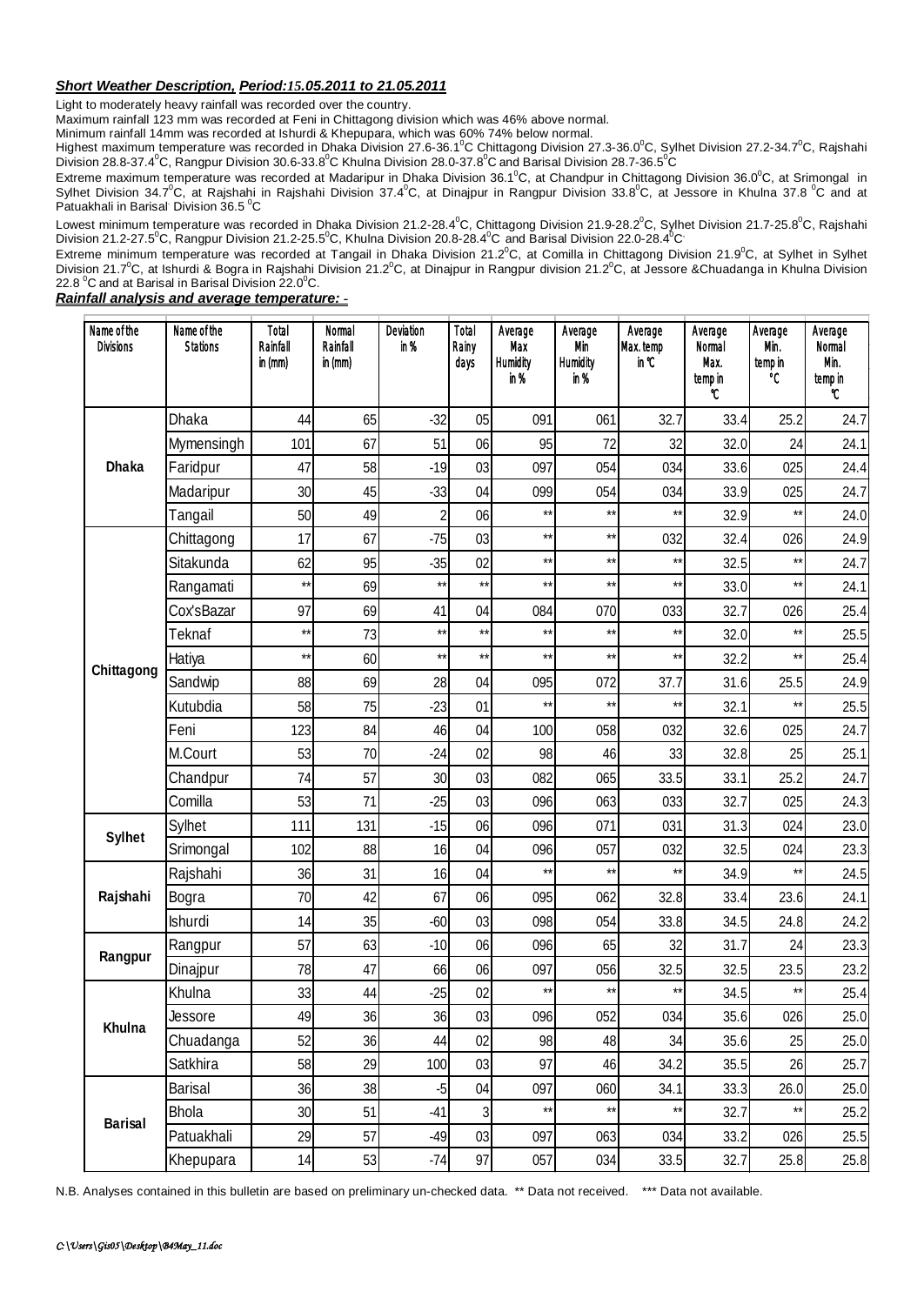***Short Weather Description, Period:15.05.2011 to 21.05.2011***

Light to moderately heavy rainfall was recorded over the country.

Maximum rainfall 123 mm was recorded at Feni in Chittagong division which was 46% above normal.

Minimum rainfall 14mm was recorded at Ishurdi & Khepupara, which was 60% 74% below normal.

Highest maximum temperature was recorded in Dhaka Division 27.6-36.1°C Chittagong Division 27.3-36.0°C, Sylhet Division 27.2-34.7°C, Rajshahi Division 28.8-37.4°C, Rangpur Division 30.6-33.8°C Khulna Division 28.0-37.8°C and Barisal Division 28.7-36.5°C

Extreme maximum temperature was recorded at Madaripur in Dhaka Division 36.1°C, at Chandpur in Chittagong Division 36.0°C, at Srimongal in Sylhet Division 34.7°C, at Rajshahi in Rajshahi Division 37.4°C, at Dinajpur in Rangpur Division 33.8°C, at Jessore in Khulna 37.8 °C and at Patuakhali in Barisal Division 36.5 °C

Lowest minimum temperature was recorded in Dhaka Division 21.2-28.4°C, Chittagong Division 21.9-28.2°C, Sylhet Division 21.7-25.8°C, Rajshahi Division 21.2-27.5°C, Rangpur Division 21.2-25.5°C, Khulna Division 20.8-28.4°C and Barisal Division 22.0-28.4°C.

Extreme minimum temperature was recorded at Tangail in Dhaka Division 21.2°C, at Comilla in Chittagong Division 21.9°C, at Sylhet in Sylhet Division 21.7°C, at Ishurdi & Bogra in Rajshahi Division 21.2°C, at Dinajpur in Rangpur division 21.2°C, at Jessore &Chuadanga in Khulna Division 22.8 °C and at Barisal in Barisal Division 22.0°C.

***Rainfall analysis and average temperature: -***

| Name of the Divisions | Name of the Stations | Total Rainfall in (mm) | Normal Rainfall in (mm) | Deviation in % | Total Rainy days | Average Max Humidity in % | Average Min Humidity in % | Average Max. temp in °C | Average Normal Max. temp in °C | Average Min. temp in °C | Average Normal Min. temp in °C |
|---|---|---|---|---|---|---|---|---|---|---|---|
| Dhaka | Dhaka | 44 | 65 | -32 | 05 | 091 | 061 | 32.7 | 33.4 | 25.2 | 24.7 |
| | Mymensingh | 101 | 67 | 51 | 06 | 95 | 72 | 32 | 32.0 | 24 | 24.1 |
| | Faridpur | 47 | 58 | -19 | 03 | 097 | 054 | 034 | 33.6 | 025 | 24.4 |
| | Madaripur | 30 | 45 | -33 | 04 | 099 | 054 | 034 | 33.9 | 025 | 24.7 |
| | Tangail | 50 | 49 | 2 | 06 | ** | ** | ** | 32.9 | ** | 24.0 |
| Chittagong | Chittagong | 17 | 67 | -75 | 03 | ** | ** | 032 | 32.4 | 026 | 24.9 |
| | Sitakunda | 62 | 95 | -35 | 02 | ** | ** | ** | 32.5 | ** | 24.7 |
| | Rangamati | ** | 69 | ** | ** | ** | ** | ** | 33.0 | ** | 24.1 |
| | Cox'sBazar | 97 | 69 | 41 | 04 | 084 | 070 | 033 | 32.7 | 026 | 25.4 |
| | Teknaf | ** | 73 | ** | ** | ** | ** | ** | 32.0 | ** | 25.5 |
| | Hatiya | ** | 60 | ** | ** | ** | ** | ** | 32.2 | ** | 25.4 |
| | Sandwip | 88 | 69 | 28 | 04 | 095 | 072 | 37.7 | 31.6 | 25.5 | 24.9 |
| | Kutubdia | 58 | 75 | -23 | 01 | ** | ** | ** | 32.1 | ** | 25.5 |
| | Feni | 123 | 84 | 46 | 04 | 100 | 058 | 032 | 32.6 | 025 | 24.7 |
| | M.Court | 53 | 70 | -24 | 02 | 98 | 46 | 33 | 32.8 | 25 | 25.1 |
| | Chandpur | 74 | 57 | 30 | 03 | 082 | 065 | 33.5 | 33.1 | 25.2 | 24.7 |
| | Comilla | 53 | 71 | -25 | 03 | 096 | 063 | 033 | 32.7 | 025 | 24.3 |
| Sylhet | Sylhet | 111 | 131 | -15 | 06 | 096 | 071 | 031 | 31.3 | 024 | 23.0 |
| | Srimongal | 102 | 88 | 16 | 04 | 096 | 057 | 032 | 32.5 | 024 | 23.3 |
| Rajshahi | Rajshahi | 36 | 31 | 16 | 04 | ** | ** | ** | 34.9 | ** | 24.5 |
| | Bogra | 70 | 42 | 67 | 06 | 095 | 062 | 32.8 | 33.4 | 23.6 | 24.1 |
| | Ishurdi | 14 | 35 | -60 | 03 | 098 | 054 | 33.8 | 34.5 | 24.8 | 24.2 |
| Rangpur | Rangpur | 57 | 63 | -10 | 06 | 096 | 65 | 32 | 31.7 | 24 | 23.3 |
| | Dinajpur | 78 | 47 | 66 | 06 | 097 | 056 | 32.5 | 32.5 | 23.5 | 23.2 |
| Khulna | Khulna | 33 | 44 | -25 | 02 | ** | ** | ** | 34.5 | ** | 25.4 |
| | Jessore | 49 | 36 | 36 | 03 | 096 | 052 | 034 | 35.6 | 026 | 25.0 |
| | Chuadanga | 52 | 36 | 44 | 02 | 98 | 48 | 34 | 35.6 | 25 | 25.0 |
| | Satkhira | 58 | 29 | 100 | 03 | 97 | 46 | 34.2 | 35.5 | 26 | 25.7 |
| Barisal | Barisal | 36 | 38 | -5 | 04 | 097 | 060 | 34.1 | 33.3 | 26.0 | 25.0 |
| | Bhola | 30 | 51 | -41 | 3 | ** | ** | ** | 32.7 | ** | 25.2 |
| | Patuakhali | 29 | 57 | -49 | 03 | 097 | 063 | 034 | 33.2 | 026 | 25.5 |
| | Khepupara | 14 | 53 | -74 | 97 | 057 | 034 | 33.5 | 32.7 | 25.8 | 25.8 |

N.B. Analyses contained in this bulletin are based on preliminary un-checked data. ** Data not received. *** Data not available.

*C:\Users\Gis05\Desktop\B4May_11.doc*